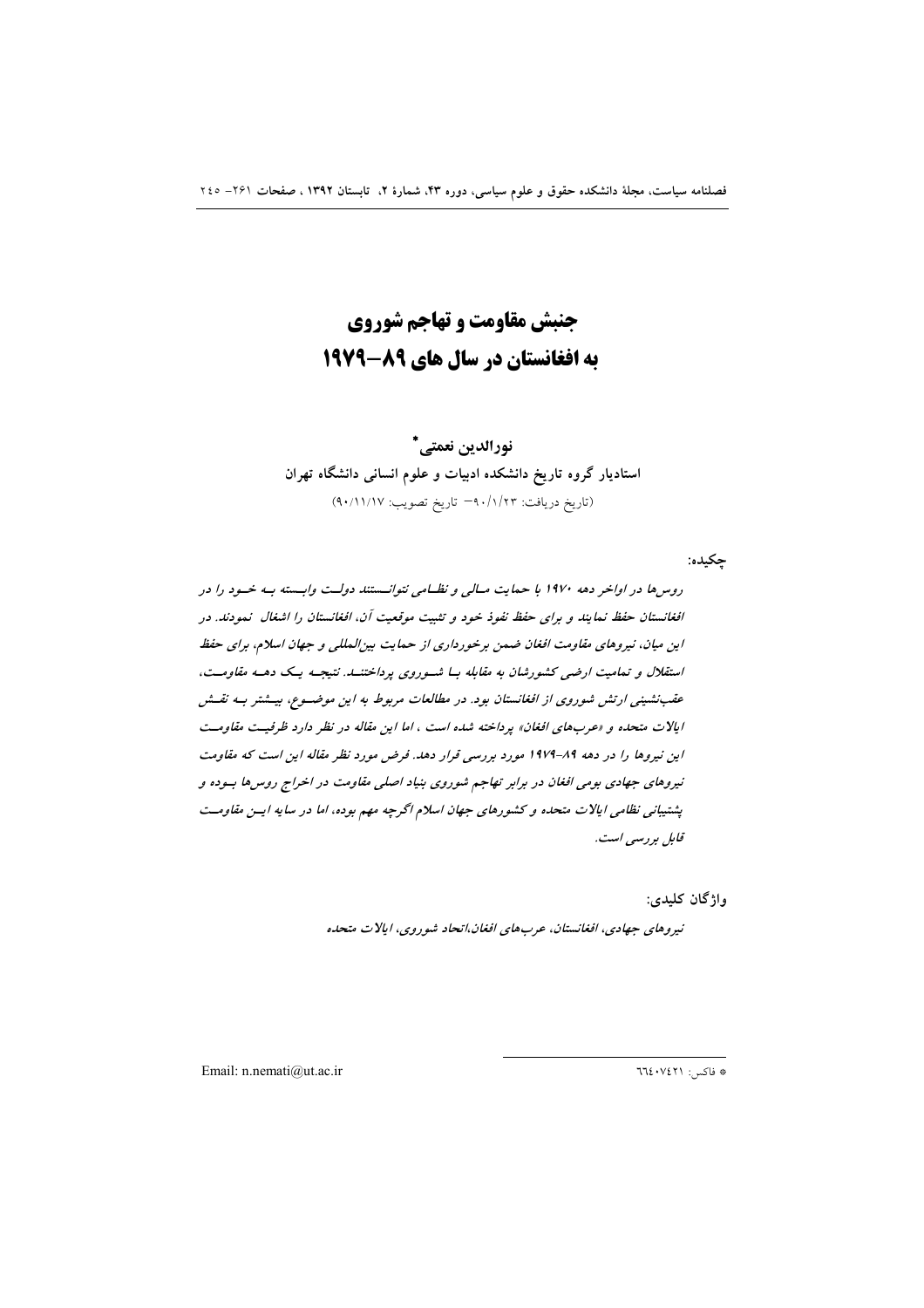# جنبش مقاومت و تهاجم شوروی به افغانستان در سال های ۸۹–۱۹۷۹

**نورالدین نعمتی** *

**استادیار گروه تاریخ دانشکده ادبیات و علوم انسانی دانشگاه تهران**

(تاریخ دریافت: ۹۰/۱/۲۳– تاریخ تصویب: ۹۰/۱۱/۱۷)

**چکیده:**

*روس‌ها در اواخر دهه ۱۹۷۰ با حمایت مالی و نظامی نتوانستند دولت وابسته به خود را در افغانستان حفظ نمایند و برای حفظ نفوذ خود و تثبیت موقعیت آن، افغانستان را اشغال نمودند. در این میان، نیروهای مقاومت افغان ضمن برخورداری از حمایت بین‌المللی و جهان اسلام، برای حفظ استقلال و تمامیت ارضی کشورشان به مقابله با شوروی پرداختند. نتیجه یک دهه مقاومت، عقب‌نشینی ارتش شوروی از افغانستان بود. در مطالعات مربوط به این موضوع، بیشتر به نقش ایالات متحده و «عرب‌های افغان» پرداخته شده است ، اما این مقاله در نظر دارد ظرفیت مقاومت این نیروها را در دهه ۸۹–۱۹۷۹ مورد بررسی قرار دهد. فرض مورد نظر مقاله این است که مقاومت نیروهای جهادی بومی افغان در برابر تهاجم شوروی بنیاد اصلی مقاومت در اخراج روس‌ها بوده و پشتیبانی نظامی ایالات متحده و کشورهای جهان اسلام اگرچه مهم بوده، اما در سایه این مقاومت قابل بررسی است.*

**واژگان کلیدی:**

*نیروهای جهادی، افغانستان، عرب‌های افغان،اتحاد شوروی، ایالات متحده*

---

Email: n.nemati@ut.ac.ir

* فاکس: ۶۶۴۰۷۴۲۱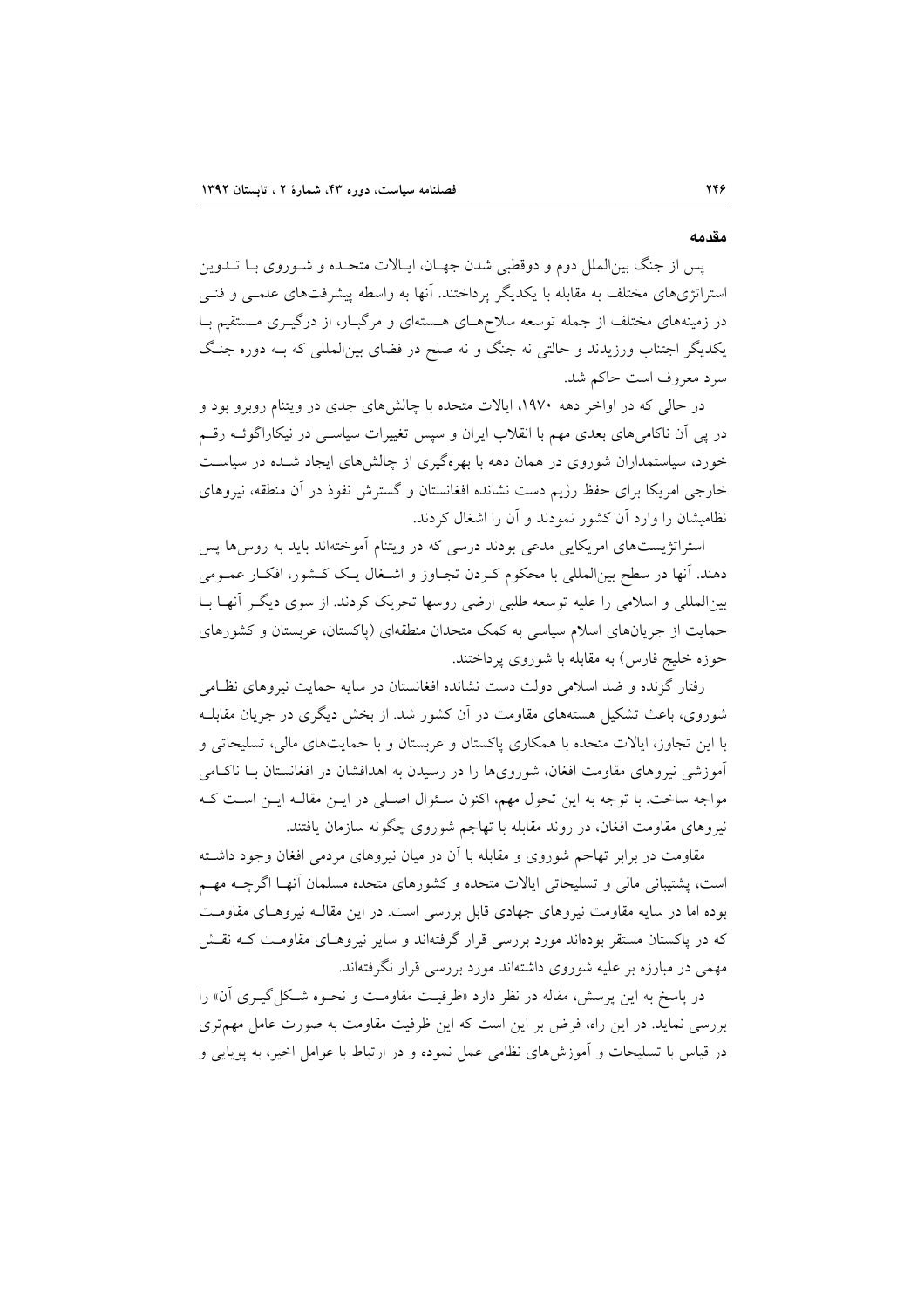## مقدمه

پس از جنگ بین‌الملل دوم و دوقطبی شدن جهـان، ایـالات متحـده و شـوروی بـا تـدوین استراتژی‌های مختلف به مقابله با یکدیگر پرداختند. آنها به واسطه پیشرفت‌های علمـی و فنـی در زمینه‌های مختلف از جمله توسعه سلاح‌هـای هسـته‌ای و مرگبـار، از درگیـری مسـتقیم بـا یکدیگر اجتناب ورزیدند و حالتی نه جنگ و نه صلح در فضای بین‌المللی که بـه دوره جنـگ سرد معروف است حاکم شد.

در حالی که در اواخر دهه ۱۹۷۰، ایالات متحده با چالش‌های جدی در ویتنام روبرو بود و در پی آن ناکامی‌های بعدی مهم با انقلاب ایران و سپس تغییرات سیاسـی در نیکاراگوئـه رقـم خورد، سیاستمداران شوروی در همان دهه با بهره‌گیری از چالش‌های ایجاد شـده در سیاسـت خارجی امریکا برای حفظ رژیم دست نشانده افغانستان و گسترش نفوذ در آن منطقه، نیروهای نظامیشان را وارد آن کشور نمودند و آن را اشغال کردند.

استراتژیست‌های امریکایی مدعی بودند درسی که در ویتنام آموخته‌اند باید به روس‌ها پس دهند. آنها در سطح بین‌المللی با محکوم کـردن تجـاوز و اشـغال یـک کـشور، افکـار عمـومی بین‌المللی و اسلامی را علیه توسعه طلبی ارضی روسها تحریک کردند. از سوی دیگـر آنهـا بـا حمایت از جریان‌های اسلام سیاسی به کمک متحدان منطقه‌ای (پاکستان، عربستان و کشورهای حوزه خلیج فارس) به مقابله با شوروی پرداختند.

رفتار گزنده و ضد اسلامی دولت دست نشانده افغانستان در سایه حمایت نیروهای نظـامی شوروی، باعث تشکیل هسته‌های مقاومت در آن کشور شد. از بخش دیگری در جریان مقابلـه با این تجاوز، ایالات متحده با همکاری پاکستان و عربستان و با حمایت‌های مالی، تسلیحاتی و آموزشی نیروهای مقاومت افغان، شوروی‌ها را در رسیدن به اهدافشان در افغانستان بـا ناکـامی مواجه ساخت. با توجه به این تحول مهم، اکنون سـئوال اصـلی در ایـن مقالـه ایـن اسـت کـه نیروهای مقاومت افغان، در روند مقابله با تهاجم شوروی چگونه سازمان یافتند.

مقاومت در برابر تهاجم شوروی و مقابله با آن در میان نیروهای مردمی افغان وجود داشـته است، پشتیبانی مالی و تسلیحاتی ایالات متحده و کشورهای متحده مسلمان آنهـا اگرچـه مهـم بوده اما در سایه مقاومت نیروهای جهادی قابل بررسی است. در این مقالـه نیروهـای مقاومـت که در پاکستان مستقر بوده‌اند مورد بررسی قرار گرفته‌اند و سایر نیروهـای مقاومـت کـه نقـش مهمی در مبارزه بر علیه شوروی داشته‌اند مورد بررسی قرار نگرفته‌اند.

در پاسخ به این پرسش، مقاله در نظر دارد «ظرفیـت مقاومـت و نحـوه شـکل‌گیـری آن» را بررسی نماید. در این راه، فرض بر این است که این ظرفیت مقاومت به صورت عامل مهم‌تری در قیاس با تسلیحات و آموزش‌های نظامی عمل نموده و در ارتباط با عوامل اخیر، به پویایی و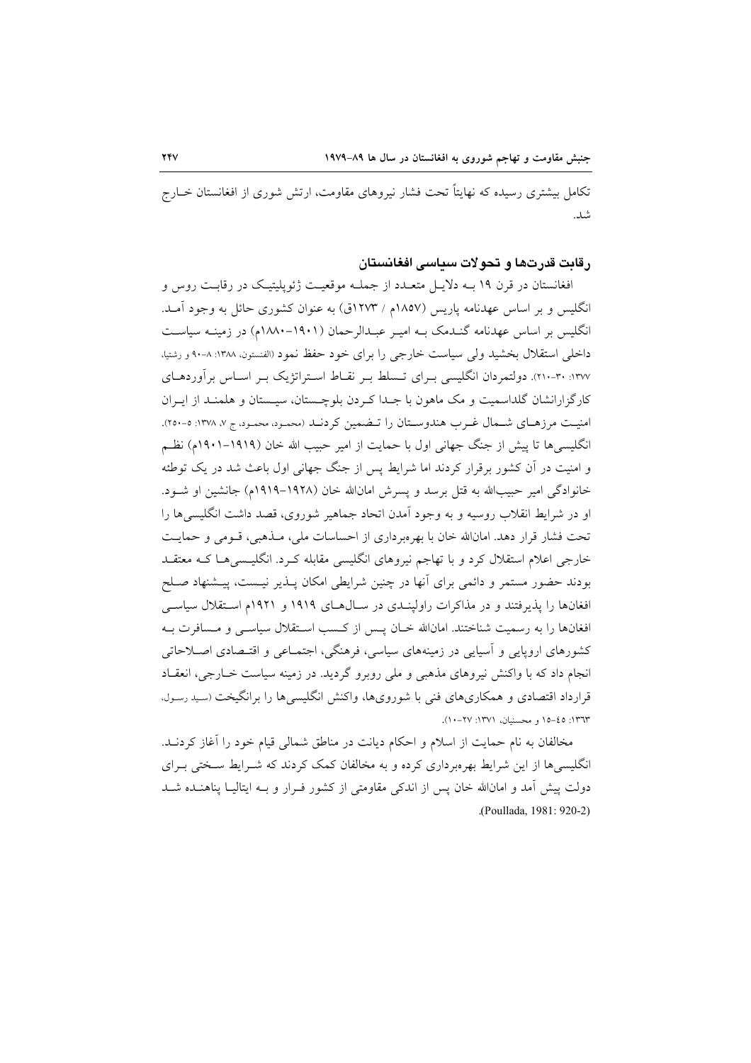تکامل بیشتری رسیده که نهایتاً تحت فشار نیروهای مقاومت، ارتش شوری از افغانستان خارج شد.

## رقابت قدرت‌ها و تحولات سیاسی افغانستان

افغانستان در قرن ۱۹ به دلایل متعدد از جمله موقعیت ژئوپلیتیک در رقابت روس و انگلیس و بر اساس عهدنامه پاریس (۱۸۵۷م / ۱۲۷۳ق) به عنوان کشوری حائل به وجود آمد. انگلیس بر اساس عهدنامه گندمک به امیر عبدالرحمان (۱۸۸۰–۱۹۰۱م) در زمینه سیاست داخلی استقلال بخشید ولی سیاست خارجی را برای خود حفظ نمود (الفنستون، ۱۳۸۸: ۸–۹۰ و رشتیا، ۱۳۷۷: ۳۰–۲۱۰). دولتمردان انگلیسی برای تسلط بر نقاط استراتژیک بر اساس برآوردهای کارگزارانشان گلداسمیت و مک ماهون با جدا کردن بلوچستان، سیستان و هلمند از ایران امنیت مرزهای شمال غرب هندوستان را تضمین کردند (محمود، محمود، ج ۷، ۱۳۷۸: ۵–۲۵۰). انگلیسی‌ها تا پیش از جنگ جهانی اول با حمایت از امیر حبیب الله خان (۱۹۰۱–۱۹۱۹م) نظم و امنیت در آن کشور برقرار کردند اما شرایط پس از جنگ جهانی اول باعث شد در یک توطئه خانوادگی امیر حبیب‌الله به قتل برسد و پسرش امان‌الله خان (۱۹۱۹–۱۹۲۸م) جانشین او شود. او در شرایط انقلاب روسیه و به وجود آمدن اتحاد جماهیر شوروی، قصد داشت انگلیسی‌ها را تحت فشار قرار دهد. امان‌الله خان با بهره‌برداری از احساسات ملی، مذهبی، قومی و حمایت خارجی اعلام استقلال کرد و با تهاجم نیروهای انگلیسی مقابله کرد. انگلیسی‌ها که معتقد بودند حضور مستمر و دائمی برای آنها در چنین شرایطی امکان پذیر نیست، پیشنهاد صلح افغان‌ها را پذیرفتند و در مذاکرات راولپندی در سال‌های ۱۹۱۹ و ۱۹۲۱م استقلال سیاسی افغان‌ها را به رسمیت شناختند. امان‌الله خان پس از کسب استقلال سیاسی و مسافرت به کشورهای اروپایی و آسیایی در زمینه‌های سیاسی، فرهنگی، اجتماعی و اقتصادی اصلاحاتی انجام داد که با واکنش نیروهای مذهبی و ملی روبرو گردید. در زمینه سیاست خارجی، انعقاد قرارداد اقتصادی و همکاری‌های فنی با شوروی‌ها، واکنش انگلیسی‌ها را برانگیخت (سید رسول، ۱۳۶۳: ٤٥–١٥ و محسنیان، ۱۳۷۱: ۲۷–۱۰).

مخالفان به نام حمایت از اسلام و احکام دیانت در مناطق شمالی قیام خود را آغاز کردند. انگلیسی‌ها از این شرایط بهره‌برداری کرده و به مخالفان کمک کردند که شرایط سختی برای دولت پیش آمد و امان‌الله خان پس از اندکی مقاومتی از کشور فرار و به ایتالیا پناهنده شد (Poullada, 1981: 920-2).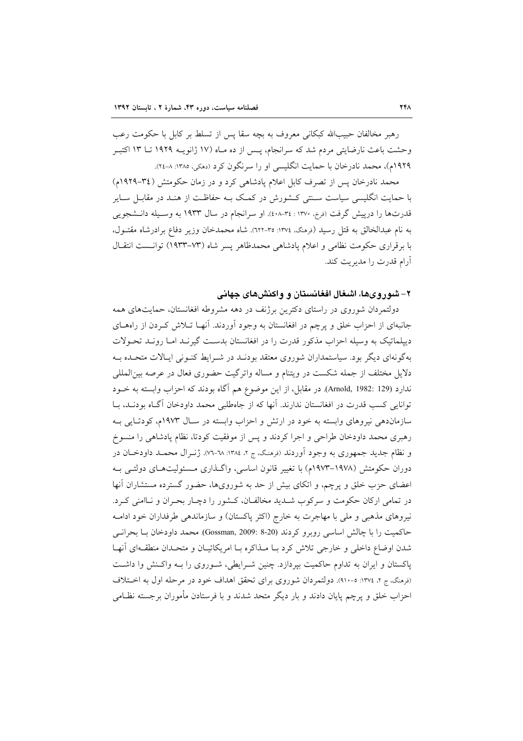رهبر مخالفان حبیب‌الله کبکانی معروف به بچه سقا پس از تسلط بر کابل با حکومت رعب وحشت باعث نارضایتی مردم شد که سرانجام، پس از ده ماه (۱۷ ژانویه ۱۹۲۹ تا ۱۳ اکتبر ۱۹۲۹م)، محمد نادرخان با حمایت انگلیسی او را سرنگون کرد (دهکی، ۱۳۸۵: ۸-۲٤).

محمد نادرخان پس از تصرف کابل اعلام پادشاهی کرد و در زمان حکومتش (۳٤-۱۹۲۹م) با حمایت انگلیسی سیاست سنتی کشورش در کمک به حفاظت از هند در مقابل سایر قدرت‌ها را درپیش گرفت (فرخ، ۱۳۷۰ : ۳٤-٤۰۸). او سرانجام در سال ۱۹۳۳ به وسیله دانشجویی به نام عبدالخالق به قتل رسید (فرهنگ، ۱۳۷٤: ۳۵-٦۲۲). شاه محمدخان وزیر دفاع برادرشاه مقتول، با برقراری حکومت نظامی و اعلام پادشاهی محمدظاهر پسر شاه (۷۳-۱۹۳۳) توانست انتقال آرام قدرت را مدیریت کند.

## ۲- شوروی‌ها، اشغال افغانستان و واکنش‌های جهانی

دولتمردان شوروی در راستای دکترین برژنف در دهه مشروطه افغانستان، حمایت‌های همه جانبه‌ای از احزاب خلق و پرچم در افغانستان به وجود آوردند. آنها تلاش کردن از راه‌های دیپلماتیک به وسیله احزاب مذکور قدرت را در افغانستان بدست گیرند اما روند تحولات به‌گونه‌ای دیگر بود. سیاستمداران شوروی معتقد بودند در شرایط کنونی ایالات متحده به دلایل مختلف از جمله شکست در ویتنام و مساله واترگیت حضوری فعال در عرصه بین‌المللی ندارد (Arnold, 1982: 129). در مقابل، از این موضوع هم آگاه بودند که احزاب وابسته به خود توانایی کسب قدرت در افغانستان ندارند. آنها که از جاه‌طلبی محمد داودخان آگاه بودند، با سازماندهی نیروهای وابسته به خود در ارتش و احزاب وابسته در سال ۱۹۷۳م، کودتایی به رهبری محمد داودخان طراحی و اجرا کردند و پس از موفقیت کودتا، نظام پادشاهی را منسوخ و نظام جدید جمهوری به وجود آوردند (فرهنگ، ج ۲، ۱۳۸٤: ٦۸-۷٦). ژنرال محمد داودخان در دوران حکومتش (۱۹۷۸-۱۹۷۳م) با تغییر قانون اساسی، واگذاری مسئولیت‌های دولتی به اعضای حزب خلق و پرچم، و اتکای بیش از حد به شوروی‌ها، حضور گسترده مستشاران آنها در تمامی ارکان حکومت و سرکوب شدید مخالفان، کشور را دچار بحران و ناامنی کرد. نیروهای مذهبی و ملی با مهاجرت به خارج (اکثر پاکستان) و سازماندهی طرفداران خود ادامه حاکمیت را با چالش اساسی روبرو کردند (Gossman, 2009: 8-20). محمد داودخان با بحرانی شدن اوضاع داخلی و خارجی تلاش کرد با مذاکره با امریکائیان و متحدان منطقه‌ای آنها پاکستان و ایران به تداوم حاکمیت بپردازد. چنین شرایطی، شوروی را به واکنش وا داشت (فرهنگ، ج ۲، ۱۳۷٤: ۵-۹۱۰). دولتمردان شوروی برای تحقق اهداف خود در مرحله اول به اختلاف احزاب خلق و پرچم پایان دادند و بار دیگر متحد شدند و با فرستادن مأموران برجسته نظامی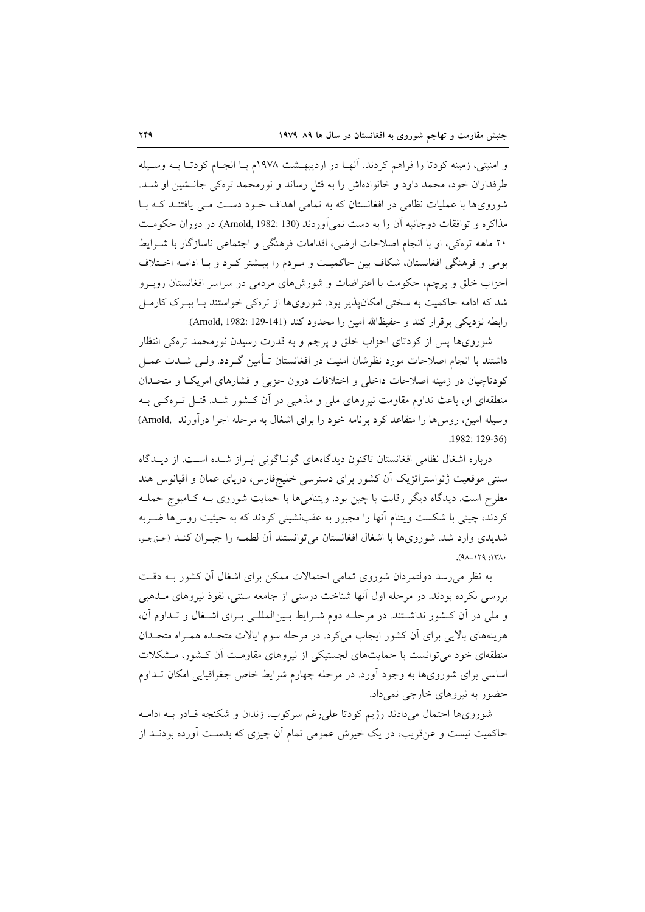و امنیتی، زمینه کودتا را فراهم کردند. آنها در اردیبهشت ۱۹۷۸م با انجام کودتا به وسیله طرفداران خود، محمد داود و خانواده‌اش را به قتل رساند و نورمحمد تره‌کی جانشین او شد. شوروی‌ها با عملیات نظامی در افغانستان که به تمامی اهداف خود دست می یافتند که با مذاکره و توافقات دوجانبه آن را به دست نمی‌آوردند (Arnold, 1982: 130). در دوران حکومت ۲۰ ماهه تره‌کی، او با انجام اصلاحات ارضی، اقدامات فرهنگی و اجتماعی ناسازگار با شرایط بومی و فرهنگی افغانستان، شکاف بین حاکمیت و مردم را بیشتر کرد و با ادامه اختلاف احزاب خلق و پرچم، حکومت با اعتراضات و شورش‌های مردمی در سراسر افغانستان روبرو شد که ادامه حاکمیت به سختی امکان‌پذیر بود. شوروی‌ها از تره‌کی خواستند با ببرک کارمل رابطه نزدیکی برقرار کند و حفیظ‌الله امین را محدود کند (Arnold, 1982: 129-141).

شوروی‌ها پس از کودتای احزاب خلق و پرچم و به قدرت رسیدن نورمحمد تره‌کی انتظار داشتند با انجام اصلاحات مورد نظرشان امنیت در افغانستان تأمین گردد. ولی شدت عمل کودتاچیان در زمینه اصلاحات داخلی و اختلافات درون حزبی و فشارهای امریکا و متحدان منطقه‌ای او، باعث تداوم مقاومت نیروهای ملی و مذهبی در آن کشور شد. قتل تره‌کی به وسیله امین، روس‌ها را متقاعد کرد برنامه خود را برای اشغال به مرحله اجرا درآورند (Arnold, 1982: 129-36).

درباره اشغال نظامی افغانستان تاکنون دیدگاه‌های گوناگونی ابراز شده است. از دیدگاه سنتی موقعیت ژئواستراتژیک آن کشور برای دسترسی خلیج‌فارس، دریای عمان و اقیانوس هند مطرح است. دیدگاه دیگر رقابت با چین بود. ویتنامی‌ها با حمایت شوروی به کامبوج حمله کردند، چینی با شکست ویتنام آنها را مجبور به عقب‌نشینی کردند که به حیثیت روس‌ها ضربه شدیدی وارد شد. شوروی‌ها با اشغال افغانستان می‌توانستند آن لطمه را جبران کنند (حق‌جو، ۱۳۸۰: ۱۲۹–۹۸).

به نظر می‌رسد دولتمردان شوروی تمامی احتمالات ممکن برای اشغال آن کشور به دقت بررسی نکرده بودند. در مرحله اول آنها شناخت درستی از جامعه سنتی، نفوذ نیروهای مذهبی و ملی در آن کشور نداشتند. در مرحله دوم شرایط بین‌المللی برای اشغال و تداوم آن، هزینه‌های بالایی برای آن کشور ایجاب می‌کرد. در مرحله سوم ایالات متحده همراه متحدان منطقه‌ای خود می‌توانست با حمایت‌های لجستیکی از نیروهای مقاومت آن کشور، مشکلات اساسی برای شوروی‌ها به وجود آورد. در مرحله چهارم شرایط خاص جغرافیایی امکان تداوم حضور به نیروهای خارجی نمی‌داد.

شوروی‌ها احتمال می‌دادند رژیم کودتا علی‌رغم سرکوب، زندان و شکنجه قادر به ادامه حاکمیت نیست و عن‌قریب، در یک خیزش عمومی تمام آن چیزی که بدست آورده بودند از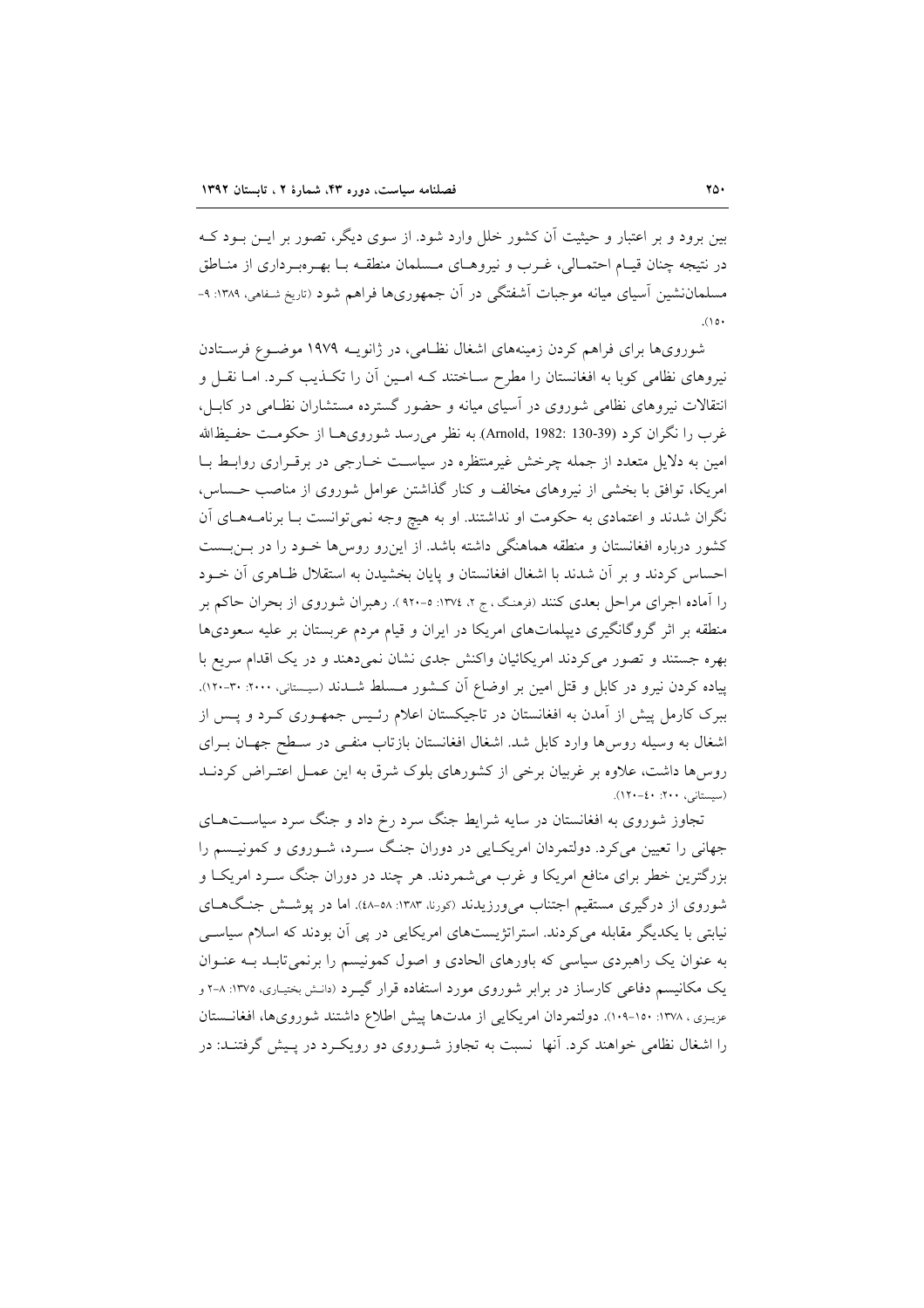بین برود و بر اعتبار و حیثیت آن کشور خلل وارد شود. از سوی دیگر، تصور بر این بود که در نتیجه چنان قیام احتمالی، غرب و نیروهای مسلمان منطقه با بهره‌برداری از مناطق مسلمان‌نشین آسیای میانه موجبات آشفتگی در آن جمهوری‌ها فراهم شود (تاریخ شفاهی، ۱۳۸۹: ۹-۱۵۰).

شوروی‌ها برای فراهم کردن زمینه‌های اشغال نظامی، در ژانویه ۱۹۷۹ موضوع فرستادن نیروهای نظامی کوبا به افغانستان را مطرح ساختند که امین آن را تکذیب کرد. اما نقل و انتقالات نیروهای نظامی شوروی در آسیای میانه و حضور گسترده مستشاران نظامی در کابل، غرب را نگران کرد (Arnold, 1982: 130-39). به نظر می‌رسد شوروی‌ها از حکومت حفیظ‌الله امین به دلایل متعدد از جمله چرخش غیرمنتظره در سیاست خارجی در برقراری روابط با امریکا، توافق با بخشی از نیروهای مخالف و کنار گذاشتن عوامل شوروی از مناصب حساس، نگران شدند و اعتمادی به حکومت او نداشتند. او به هیچ وجه نمی‌توانست با برنامه‌های آن کشور درباره افغانستان و منطقه هماهنگی داشته باشد. از این‌رو روس‌ها خود را در بن‌بست احساس کردند و بر آن شدند با اشغال افغانستان و پایان بخشیدن به استقلال ظاهری آن خود را آماده اجرای مراحل بعدی کنند (فرهنگ، ج ۲، ۱۳۷٤: ٥-۹۲۰). رهبران شوروی از بحران حاکم بر منطقه بر اثر گروگانگیری دیپلمات‌های امریکا در ایران و قیام مردم عربستان بر علیه سعودی‌ها بهره جستند و تصور می‌کردند امریکائیان واکنش جدی نشان نمی‌دهند و در یک اقدام سریع با پیاده کردن نیرو در کابل و قتل امین بر اوضاع آن کشور مسلط شدند (سیستانی، ۲۰۰۰: ۳۰-۱۲۰). ببرک کارمل پیش از آمدن به افغانستان در تاجیکستان اعلام رئیس جمهوری کرد و پس از اشغال به وسیله روس‌ها وارد کابل شد. اشغال افغانستان بازتاب منفی در سطح جهان برای روس‌ها داشت، علاوه بر غربیان برخی از کشورهای بلوک شرق به این عمل اعتراض کردند (سیستانی، ۲۰۰: ٤۰-۱۲۰).

تجاوز شوروی به افغانستان در سایه شرایط جنگ سرد رخ داد و جنگ سرد سیاست‌های جهانی را تعیین می‌کرد. دولتمردان امریکایی در دوران جنگ سرد، شوروی و کمونیسم را بزرگترین خطر برای منافع امریکا و غرب می‌شمردند. هر چند در دوران جنگ سرد امریکا و شوروی از درگیری مستقیم اجتناب می‌ورزیدند (کورنا، ۱۳۸۳: ٥٨-٤٨). اما در پوشش جنگ‌های نیابتی با یکدیگر مقابله می‌کردند. استراتژیست‌های امریکایی در پی آن بودند که اسلام سیاسی به عنوان یک راهبردی سیاسی که باورهای الحادی و اصول کمونیسم را برنمی‌تابد به عنوان یک مکانیسم دفاعی کارساز در برابر شوروی مورد استفاده قرار گیرد (دانش بختیاری، ۱۳۷۵: ۸-۲ و عزیزی، ۱۳۷۸: ۱۵۰-۱۰۹). دولتمردان امریکایی از مدت‌ها پیش اطلاع داشتند شوروی‌ها، افغانستان را اشغال نظامی خواهند کرد. آنها نسبت به تجاوز شوروی دو رویکرد در پیش گرفتند: در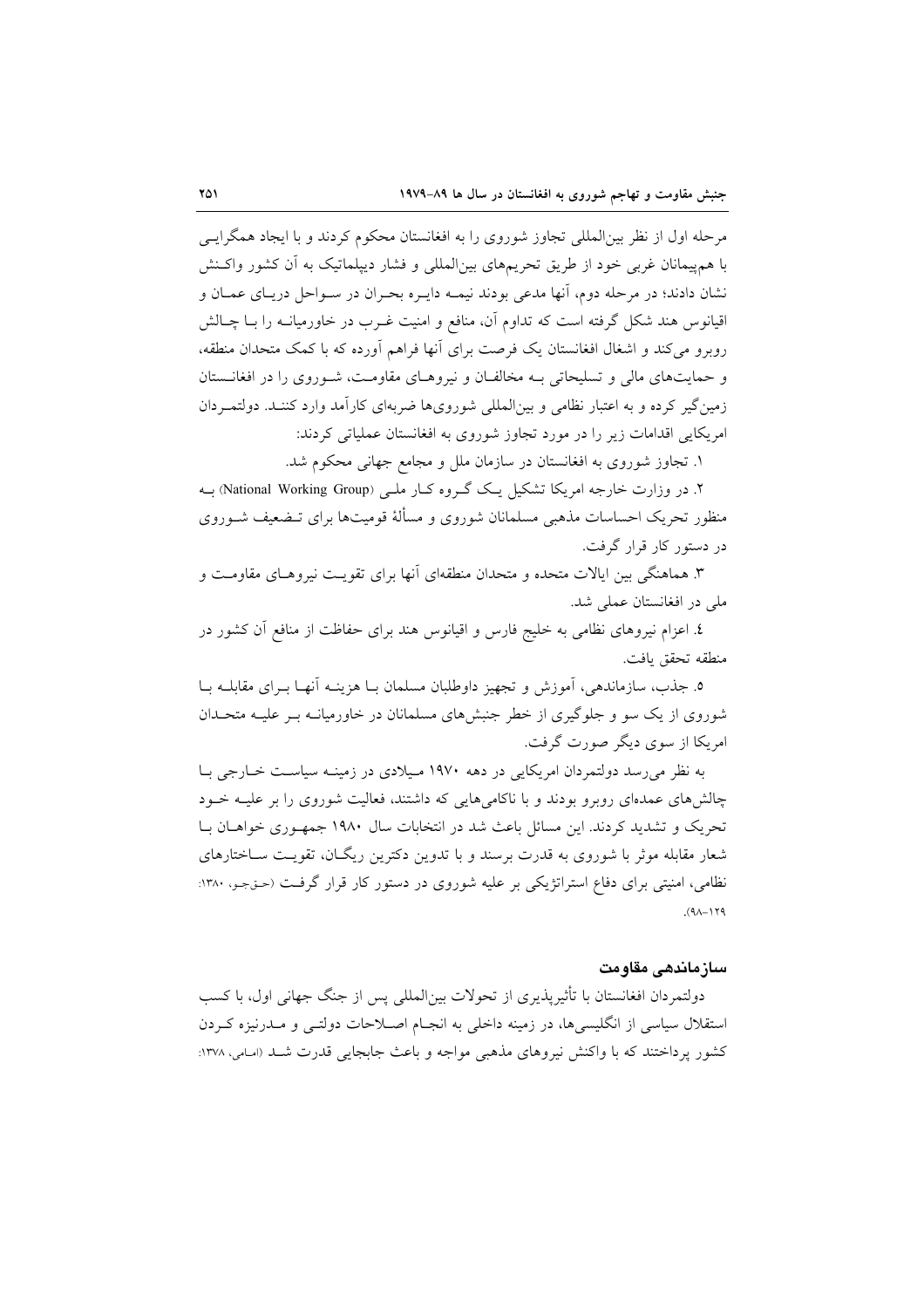مرحله اول از نظر بین‌المللی تجاوز شوروی را به افغانستان محکوم کردند و با ایجاد همگرایی با هم‌پیمانان غربی خود از طریق تحریم‌های بین‌المللی و فشار دیپلماتیک به آن کشور واکنش نشان دادند؛ در مرحله دوم، آنها مدعی بودند نیمه دایره بحران در سواحل دریای عمان و اقیانوس هند شکل گرفته است که تداوم آن، منافع و امنیت غرب در خاورمیانه را با چالش روبرو می‌کند و اشغال افغانستان یک فرصت برای آنها فراهم آورده که با کمک متحدان منطقه، و حمایت‌های مالی و تسلیحاتی به مخالفان و نیروهای مقاومت، شوروی را در افغانستان زمین‌گیر کرده و به اعتبار نظامی و بین‌المللی شوروی‌ها ضربه‌ای کارآمد وارد کنند. دولتمردان امریکایی اقدامات زیر را در مورد تجاوز شوروی به افغانستان عملیاتی کردند:

۱. تجاوز شوروی به افغانستان در سازمان ملل و مجامع جهانی محکوم شد.

۲. در وزارت خارجه امریکا تشکیل یک گروه کار ملی (National Working Group) به منظور تحریک احساسات مذهبی مسلمانان شوروی و مسألهٔ قومیت‌ها برای تضعیف شوروی در دستور کار قرار گرفت.

۳. هماهنگی بین ایالات متحده و متحدان منطقه‌ای آنها برای تقویت نیروهای مقاومت و ملی در افغانستان عملی شد.

٤. اعزام نیروهای نظامی به خلیج فارس و اقیانوس هند برای حفاظت از منافع آن کشور در منطقه تحقق یافت.

٥. جذب، سازماندهی، آموزش و تجهیز داوطلبان مسلمان با هزینه آنها برای مقابله با شوروی از یک سو و جلوگیری از خطر جنبش‌های مسلمانان در خاورمیانه بر علیه متحدان امریکا از سوی دیگر صورت گرفت.

به نظر می‌رسد دولتمردان امریکایی در دهه ۱۹۷۰ میلادی در زمینه سیاست خارجی با چالش‌های عمده‌ای روبرو بودند و با ناکامی‌هایی که داشتند، فعالیت شوروی را بر علیه خود تحریک و تشدید کردند. این مسائل باعث شد در انتخابات سال ۱۹۸۰ جمهوری خواهان با شعار مقابله موثر با شوروی به قدرت برسند و با تدوین دکترین ریگان، تقویت ساختارهای نظامی، امنیتی برای دفاع استراتژیکی بر علیه شوروی در دستور کار قرار گرفت (حق‌جو، ۱۳۸۰: ۹۸–۱۲۹).

## سازماندهی مقاومت

دولتمردان افغانستان با تأثیرپذیری از تحولات بین‌المللی پس از جنگ جهانی اول، با کسب استقلال سیاسی از انگلیسی‌ها، در زمینه داخلی به انجام اصلاحات دولتی و مدرنیزه کردن کشور پرداختند که با واکنش نیروهای مذهبی مواجه و باعث جابجایی قدرت شد (امامی، ۱۳۷۸: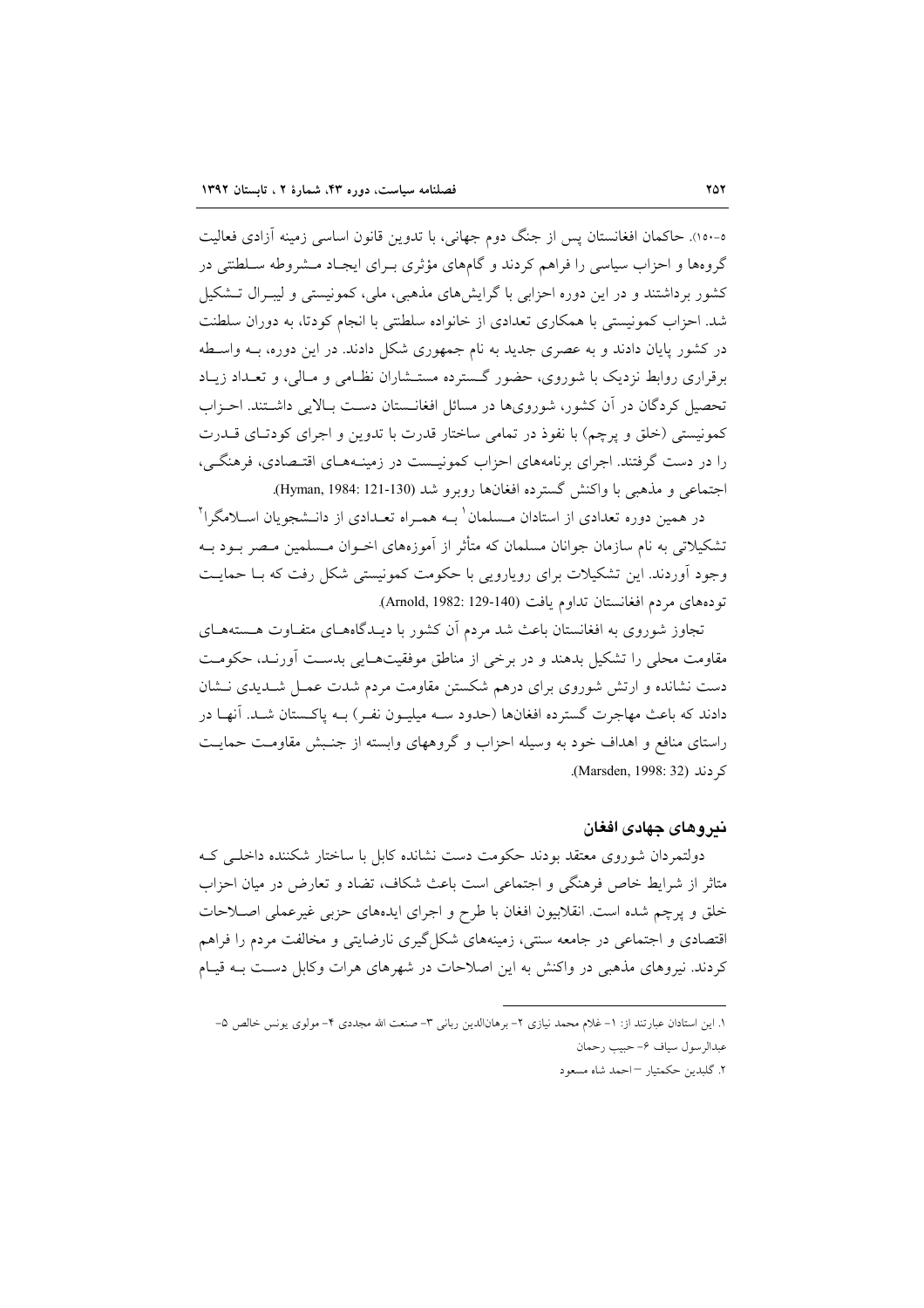۵-۱۵۰). حاکمان افغانستان پس از جنگ دوم جهانی، با تدوین قانون اساسی زمینه آزادی فعالیت گروه‌ها و احزاب سیاسی را فراهم کردند و گام‌های مؤثری بـرای ایجـاد مـشروطه سـلطنتی در کشور برداشتند و در این دوره احزابی با گرایش‌های مذهبی، ملی، کمونیستی و لیبـرال تـشکیل شد. احزاب کمونیستی با همکاری تعدادی از خانواده سلطنتی با انجام کودتا، به دوران سلطنت در کشور پایان دادند و به عصری جدید به نام جمهوری شکل دادند. در این دوره، بـه واسـطه برقراری روابط نزدیک با شوروی، حضور گـسترده مستـشاران نظـامی و مـالی، و تعـداد زیـاد تحصیل کردگان در آن کشور، شوروی‌ها در مسائل افغانـستان دسـت بـالایی داشـتند. احـزاب کمونیستی (خلق و پرچم) با نفوذ در تمامی ساختار قدرت با تدوین و اجرای کودتـای قـدرت را در دست گرفتند. اجرای برنامه‌های احزاب کمونیـست در زمینـه‌هـای اقتـصادی، فرهنگـی، اجتماعی و مذهبی با واکنش گسترده افغان‌ها روبرو شد (Hyman, 1984: 121-130).

در همین دوره تعدادی از استادان مـسلمان[۱] بـه همـراه تعـدادی از دانـشجویان اسـلامگرا[۲] تشکیلاتی به نام سازمان جوانان مسلمان که متأثر از آموزه‌های اخـوان مـسلمین مـصر بـود بـه وجود آوردند. این تشکیلات برای رویارویی با حکومت کمونیستی شکل رفت که بـا حمایـت توده‌های مردم افغانستان تداوم یافت (Arnold, 1982: 129-140).

تجاوز شوروی به افغانستان باعث شد مردم آن کشور با دیـدگاه‌هـای متفـاوت هـسته‌هـای مقاومت محلی را تشکیل بدهند و در برخی از مناطق موفقیت‌هـایی بدسـت آورنـد، حکومـت دست نشانده و ارتش شوروی برای درهم شکستن مقاومت مردم شدت عمـل شـدیدی نـشان دادند که باعث مهاجرت گسترده افغان‌ها (حدود سـه میلیـون نفـر) بـه پاکستان شـد. آنهـا در راستای منافع و اهداف خود به وسیله احزاب و گروههای وابسته از جنـبش مقاومـت حمایـت کردند (Marsden, 1998: 32).

## نیروهای جهادی افغان

دولتمردان شوروی معتقد بودند حکومت دست نشانده کابل با ساختار شکننده داخلـی کـه متاثر از شرایط خاص فرهنگی و اجتماعی است باعث شکاف، تضاد و تعارض در میان احزاب خلق و پرچم شده است. انقلابیون افغان با طرح و اجرای ایده‌های حزبی غیرعملی اصـلاحات اقتصادی و اجتماعی در جامعه سنتی، زمینه‌های شکل‌گیری نارضایتی و مخالفت مردم را فراهم کردند. نیروهای مذهبی در واکنش به این اصلاحات در شهرهای هرات وکابل دسـت بـه قیـام

---

۱. این استادان عبارتند از: ۱- غلام محمد نیازی ۲- برهان‌الدین ربانی ۳- صنعت الله مجددی ۴- مولوی یونس خالص ۵- عبدالرسول سیاف ۶- حبیب رحمان

۲. گلبدین حکمتیار – احمد شاه مسعود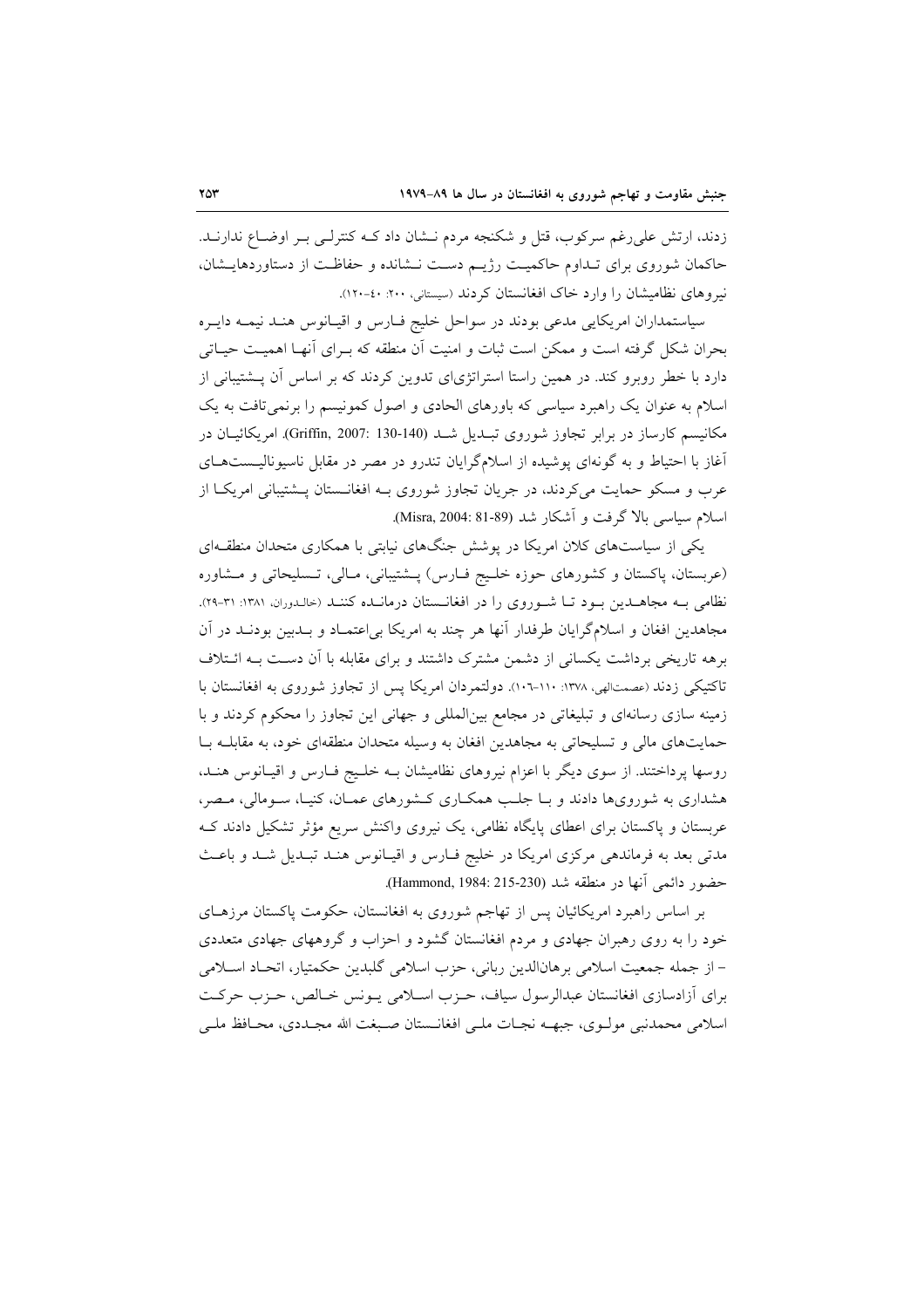زدند، ارتش علی‌رغم سرکوب، قتل و شکنجه مردم نشان داد که کنترلی بر اوضاع ندارند. حاکمان شوروی برای تداوم حاکمیت رژیم دست نشانده و حفاظت از دستاوردهایشان، نیروهای نظامیشان را وارد خاک افغانستان کردند (سیستانی، ۲۰۰: ٤٠-۱۲۰).

سیاستمداران امریکایی مدعی بودند در سواحل خلیج فارس و اقیانوس هند نیمه دایره بحران شکل گرفته است و ممکن است ثبات و امنیت آن منطقه که برای آنها اهمیت حیاتی دارد با خطر روبرو کند. در همین راستا استراتژی‌ای تدوین کردند که بر اساس آن پشتیبانی از اسلام به عنوان یک راهبرد سیاسی که باورهای الحادی و اصول کمونیسم را برنمی‌تافت به یک مکانیسم کارساز در برابر تجاوز شوروی تبدیل شد (Griffin, 2007: 130-140). امریکائیان در آغاز با احتیاط و به گونه‌ای پوشیده از اسلام‌گرایان تندرو در مصر در مقابل ناسیونالیست‌های عرب و مسکو حمایت می‌کردند، در جریان تجاوز شوروی به افغانستان پشتیبانی امریکا از اسلام سیاسی بالا گرفت و آشکار شد (Misra, 2004: 81-89).

یکی از سیاست‌های کلان امریکا در پوشش جنگ‌های نیابتی با همکاری متحدان منطقه‌ای (عربستان، پاکستان و کشورهای حوزه خلیج فارس) پشتیبانی، مالی، تسلیحاتی و مشاوره نظامی به مجاهدین بود تا شوروی را در افغانستان درمانده کنند (خالدوران، ۱۳۸۱: ۳۱-۲۹). مجاهدین افغان و اسلام‌گرایان طرفدار آنها هر چند به امریکا بی‌اعتماد و بدبین بودند در آن برهه تاریخی برداشت یکسانی از دشمن مشترک داشتند و برای مقابله با آن دست به ائتلاف تاکتیکی زدند (عصمت‌الهی، ۱۳۷۸: ۱۱۰-۱۰٦). دولتمردان امریکا پس از تجاوز شوروی به افغانستان با زمینه سازی رسانه‌ای و تبلیغاتی در مجامع بین‌المللی و جهانی این تجاوز را محکوم کردند و با حمایت‌های مالی و تسلیحاتی به مجاهدین افغان به وسیله متحدان منطقه‌ای خود، به مقابله با روسها پرداختند. از سوی دیگر با اعزام نیروهای نظامیشان به خلیج فارس و اقیانوس هند، هشداری به شوروی‌ها دادند و با جلب همکاری کشورهای عمان، کنیا، سومالی، مصر، عربستان و پاکستان برای اعطای پایگاه نظامی، یک نیروی واکنش سریع مؤثر تشکیل دادند که مدتی بعد به فرماندهی مرکزی امریکا در خلیج فارس و اقیانوس هند تبدیل شد و باعث حضور دائمی آنها در منطقه شد (Hammond, 1984: 215-230).

بر اساس راهبرد امریکائیان پس از تهاجم شوروی به افغانستان، حکومت پاکستان مرزهای خود را به روی رهبران جهادی و مردم افغانستان گشود و احزاب و گروههای جهادی متعددی – از جمله جمعیت اسلامی برهان‌الدین ربانی، حزب اسلامی گلبدین حکمتیار، اتحاد اسلامی برای آزادسازی افغانستان عبدالرسول سیاف، حزب اسلامی یونس خالص، حزب حرکت اسلامی محمدنبی مولوی، جبهه نجات ملی افغانستان صبغت الله مجددی، محافظ ملی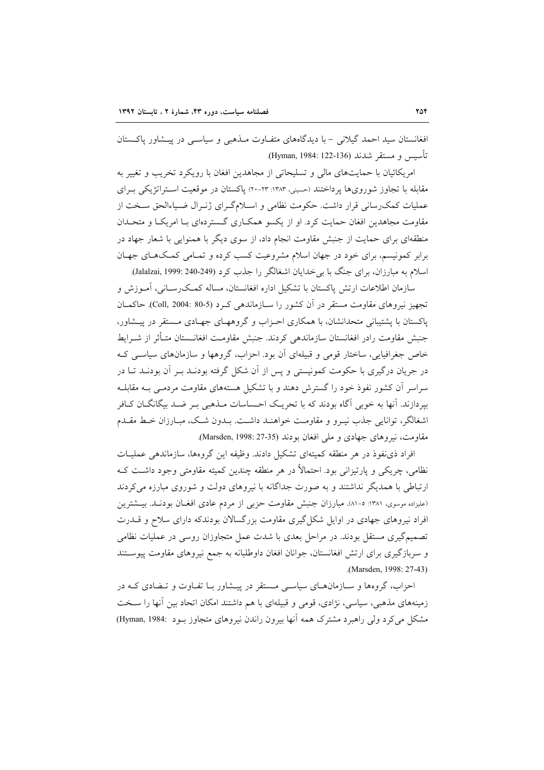افغانستان سید احمد گیلانی - با دیدگاه‌های متفاوت مذهبی و سیاسی در پیشاور پاکستان تأسیس و مستقر شدند (Hyman, 1984: 122-136).

امریکائیان با حمایت‌های مالی و تسلیحاتی از مجاهدین افغان با رویکرد تخریب و تغییر به مقابله با تجاوز شوروی‌ها پرداختند (حسینی، ۱۳۸۳: ۲۳-۲۰) پاکستان در موقعیت استراتژیکی برای عملیات کمک‌رسانی قرار داشت. حکومت نظامی و اسلام‌گرای ژنرال ضیاءالحق سخت از مقاومت مجاهدین افغان حمایت کرد. او از یکسو همکاری گسترده‌ای با امریکا و متحدان منطقه‌ای برای حمایت از جنبش مقاومت انجام داد، از سوی دیگر با همنوایی با شعار جهاد در برابر کمونیسم، برای خود در جهان اسلام مشروعیت کسب کرده و تمامی کمک‌های جهان اسلام به مبارزان، برای جنگ با بی‌خدایان اشغالگر را جذب کرد (Jalalzai, 1999: 240-249).

سازمان اطلاعات ارتش پاکستان با تشکیل اداره افغانستان، مساله کمک‌رسانی، آموزش و تجهیز نیروهای مقاومت مستقر در آن کشور را سازماندهی کرد (Coll, 2004: 80-5). حاکمان پاکستان با پشتیبانی متحدانشان، با همکاری احزاب و گروههای جهادی مستقر در پیشاور، جنبش مقاومت رادر افغانستان سازماندهی کردند. جنبش مقاومت افغانستان متأثر از شرایط خاص جغرافیایی، ساختار قومی و قبیله‌ای آن بود. احزاب، گروهها و سازمان‌های سیاسی که در جریان درگیری با حکومت کمونیستی و پس از آن شکل گرفته بودند بر آن بودند تا در سراسر آن کشور نفوذ خود را گسترش دهند و با تشکیل هسته‌های مقاومت مردمی به مقابله بپردازند. آنها به خوبی آگاه بودند که با تحریک احساسات مذهبی بر ضد بیگانگان کافر اشغالگر، توانایی جذب نیرو و مقاومت خواهند داشت. بدون شک، مبارزان خط مقدم مقاومت، نیروهای جهادی و ملی افغان بودند (Marsden, 1998: 27-35).

افراد ذی‌نفوذ در هر منطقه کمیته‌ای تشکیل دادند. وظیفه این گروهها، سازماندهی عملیات نظامی، چریکی و پارتیزانی بود. احتمالاً در هر منطقه چندین کمیته مقاومتی وجود داشت که ارتباطی با همدیگر نداشتند و به صورت جداگانه با نیروهای دولت و شوروی مبارزه می‌کردند (علیزاده موسوی، ۱۳۸۱: ۵-۸۱). مبارزان جنبش مقاومت حزبی از مردم عادی افغان بودند. بیشترین افراد نیروهای جهادی در اوایل شکل‌گیری مقاومت بزرگسالان بودندکه دارای سلاح و قدرت تصمیم‌گیری مستقل بودند. در مراحل بعدی با شدت عمل متجاوزان روسی در عملیات نظامی و سربازگیری برای ارتش افغانستان، جوانان افغان داوطلبانه به جمع نیروهای مقاومت پیوستند (Marsden, 1998: 27-43).

احزاب، گروه‌ها و سازمان‌های سیاسی مستقر در پیشاور با تفاوت و تضادی که در زمینه‌های مذهبی، سیاسی، نژادی، قومی و قبیله‌ای با هم داشتند امکان اتحاد بین آنها را سخت مشکل می‌کرد ولی راهبرد مشترک همه آنها بیرون راندن نیروهای متجاوز بود (Hyman, 1984: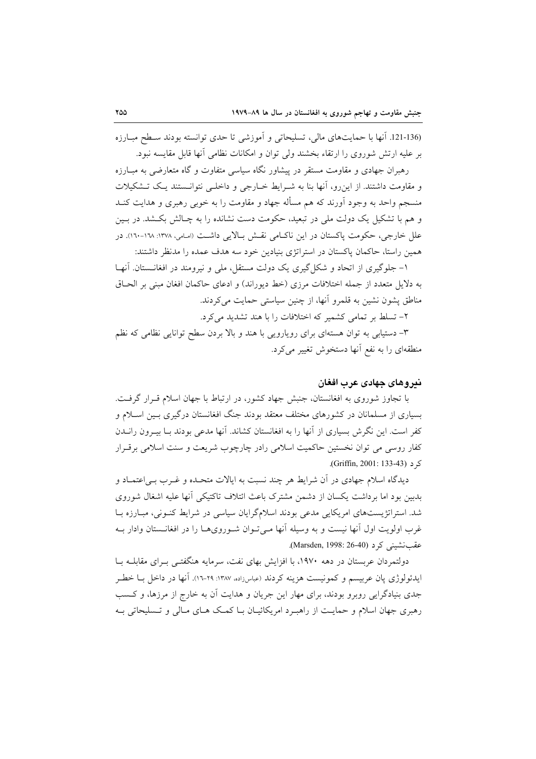(136-121. آنها با حمایت‌های مالی، تسلیحاتی و آموزشی تا حدی توانسته بودند سطح مبارزه بر علیه ارتش شوروی را ارتقاء بخشند ولی توان و امکانات نظامی آنها قابل مقایسه نبود.

رهبران جهادی و مقاومت مستقر در پیشاور نگاه سیاسی متفاوت و گاه متعارضی به مبارزه و مقاومت داشتند. از این‌رو، آنها بنا به شرایط خارجی و داخلی نتوانستند یک تشکیلات منسجم واحد به وجود آورند که هم مسأله جهاد و مقاومت را به خوبی رهبری و هدایت کند و هم با تشکیل یک دولت ملی در تبعید، حکومت دست نشانده را به چالش بکشد. در بین علل خارجی، حکومت پاکستان در این ناکامی نقش بالایی داشت (امامی، ۱۳۷۸: ۱۶۸–۱۶۰). در همین راستا، حاکمان پاکستان در استراتژی بنیادین خود سه هدف عمده را مدنظر داشتند:

۱- جلوگیری از اتحاد و شکل‌گیری یک دولت مستقل، ملی و نیرومند در افغانستان. آنها به دلایل متعدد از جمله اختلافات مرزی (خط دیوراند) و ادعای حاکمان افغان مبنی بر الحاق مناطق پشتون نشین به قلمرو آنها، از چنین سیاستی حمایت می‌کردند.

۲- تسلط بر تمامی کشمیر که اختلافات را با هند تشدید می‌کرد.

۳- دستیابی به توان هسته‌ای برای رویارویی با هند و بالا بردن سطح توانایی نظامی که نظم منطقه‌ای را به نفع آنها دستخوش تغییر می‌کرد.

## نیروهای جهادی عرب افغان

با تجاوز شوروی به افغانستان، جنبش جهاد کشور، در ارتباط با جهان اسلام قرار گرفت. بسیاری از مسلمانان در کشورهای مختلف معتقد بودند جنگ افغانستان درگیری بین اسلام و کفر است. این نگرش بسیاری از آنها را به افغانستان کشاند. آنها مدعی بودند با بیرون راندن کفار روسی می توان نخستین حاکمیت اسلامی رادر چارچوب شریعت و سنت اسلامی برقرار کرد (Griffin, 2001: 133-43).

دیدگاه اسلام جهادی در آن شرایط هر چند نسبت به ایالات متحده و غرب بی‌اعتماد و بدبین بود اما برداشت یکسان از دشمن مشترک باعث ائتلاف تاکتیکی آنها علیه اشغال شوروی شد. استراتژیست‌های امریکایی مدعی بودند اسلام‌گرایان سیاسی در شرایط کنونی، مبارزه با غرب اولویت اول آنها نیست و به وسیله آنها می‌توان شوروی‌ها را در افغانستان وادار به عقب‌نشینی کرد (Marsden, 1998: 26-40).

دولتمردان عربستان در دهه ۱۹۷۰، با افزایش بهای نفت، سرمایه هنگفتی برای مقابله با ایدئولوژی پان عربیسم و کمونیست هزینه کردند (عباس‌زاده، ۱۳۸۷: ۲۹–۱۶). آنها در داخل با خطر جدی بنیادگرایی روبرو بودند، برای مهار این جریان و هدایت آن به خارج از مرزها، و کسب رهبری جهان اسلام و حمایت از راهبرد امریکائیان با کمک های مالی و تسلیحاتی به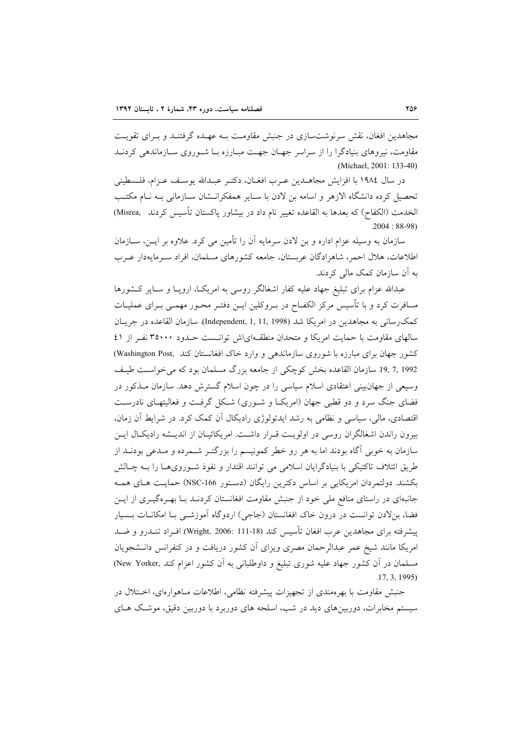مجاهدین افغان، نقش سرنوشت‌سازی در جنبش مقاومت بـه عهـده گرفتنـد و بـرای تقویـت مقاومت، نیروهای بنیادگرا را از سراسر جهـان جهـت مبـارزه بـا شـوروی سـازماندهی کردنـد (Michael, 2001: 133-40).

در سال ۱۹۸٤ با افزایش مجاهـدین عـرب افغـان، دکتـر عبـدالله یوسـف عـزام، فلـسطینی تحصیل کرده دانشگاه الازهر و اسامه بن لادن با سـایر همفکرانـشان سـازمانی بـه نـام مکتـب الخدمت (الکفاح) که بعدها به القاعده تغییر نام داد در بیشاور پاکستان تأسیس کردند (Misrea, 2004 : 88-98).

سازمان به وسیله عزام اداره و بن لادن سرمایه آن را تأمین می کرد. علاوه بر ایـن، سـازمان اطلاعات، هلال احمر، شاهزادگان عربستان، جامعه کشورهای مسلمان، افراد سـرمایه‌دار عـرب به آن سازمان کمک مالی کردند.

عبدالله عزام برای تبلیغ جهاد علیه کفار اشغالگر روسی به امریکـا، اروپـا و سـایر کـشورها مسافرت کرد و با تأسیس مرکز الکفـاح در بـروکلین ایـن دفتـر محـور مهمـی بـرای عملیـات کمک‌رسانی به مجاهدین در امریکا شد (Independent, 1, 11, 1998). سازمان القاعده در جریـان سالهای مقاومت با حمایت امریکا و متحدان منطقـه‌ای‌اش توانـست حـدود ۳۵۰۰۰ نفـر از ٤١ کشور جهان برای مبارزه با شوروی سازماندهی و وارد خاک افغانستان کند (Washington Post, 19, 7, 1992). سازمان القاعده بخش کوچکی از جامعه بزرگ مسلمان بود که می‌خواست طیـف وسیعی از جهان‌بینی اعتقادی اسلام سیاسی را در چون اسلام گسترش دهد. سازمان مـذکور در فضای جنگ سرد و دو قطبی جهان (امریکـا و شـوروی) شـکل گرفـت و فعالیتهـای نادرسـت اقتصادی، مالی، سیاسی و نظامی به رشد ایدئولوژی رادیکال آن کمک کرد. در شرایط آن زمان، بیرون راندن اشغالگران روسی در اولویـت قـرار داشـت. امریکائیـان از اندیـشه رادیکـال ایـن سازمان به خوبی آگاه بودند اما به هر رو خطر کمونیسم را بزرگتـر شـمرده و مـدعی بودنـد از طریق ائتلاف تاکتیکی با بنیادگرایان اسلامی می توانند اقتدار و نفوذ شـوروی‌هـا را بـه چـالش بکشند. دولتمردان امریکایی بر اساس دکترین رایگان (دسـتور NSC-166) حمایـت هـای همـه جانبه‌ای در راستای منافع ملی خود از جنبش مقاومت افغانستان کردنـد بـا بهـره‌گیـری از ایـن فضا، بن‌لادن توانست در درون خاک افغانستان (جاجی) اردوگاه آموزشـی بـا امکانـات بـسیار پیشرفته برای مجاهدین عرب افغان تأسیس کند (Wright, 2006: 111-18). افـراد تنـدرو و ضـد امریکا مانند شیخ عمر عبدالرحمان مصری ویزای آن کشور دریافت و در کنفرانس دانـشجویان مسلمان در آن کشور جهاد علیه شوری تبلیغ و داوطلبانی به آن کشور اعزام کند (New Yorker, 17, 3, 1995).

جنبش مقاومت با بهره‌مندی از تجهیزات پیشرفته نظامی، اطلاعات مـاهواره‌ای، اخـتلال در سیستم مخابرات، دوربین‌های دید در شب، اسلحه های دوربرد با دوربین دقیق، موشـک هـای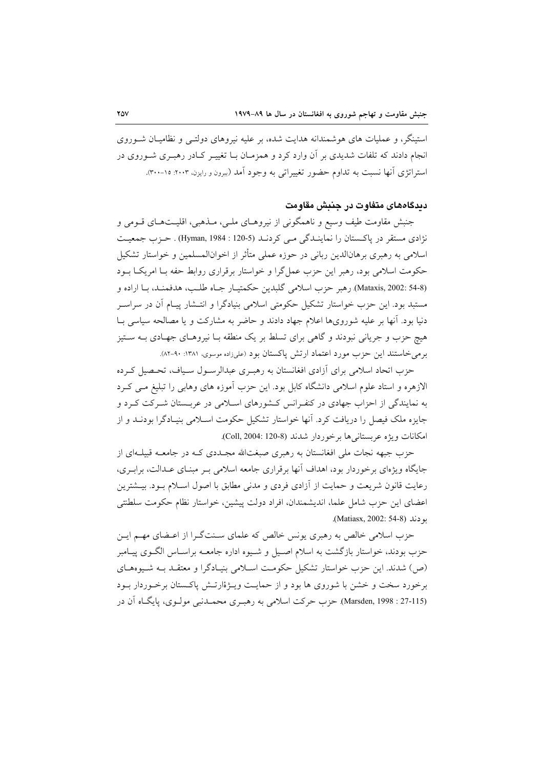استینگر، و عملیات های هوشمندانه هدایت شده، بر علیه نیروهای دولتـی و نظامیـان شـوروی انجام دادند که تلفات شدیدی بر آن وارد کرد و همزمـان بـا تغییـر کـادر رهبـری شـوروی در استراتژی آنها نسبت به تداوم حضور تغییراتی به وجود آمد (بیرون و رایزن، ۲۰۰۳: ۱۵-۳۰۰).

## دیدگاه‌های متفاوت در جنبش مقاومت

جنبش مقاومت طیف وسیع و ناهمگونی از نیروهـای ملـی، مـذهبی، اقلیـت‌هـای قـومی و نژادی مستقر در پاکستان را نماینـدگی مـی کردنـد (Hyman, 1984 : 120-5) . حـزب جمعیـت اسلامی به رهبری برهان‌الدین ربانی در حوزه عملی متأثر از اخوان‌المسلمین و خواستار تشکیل حکومت اسلامی بود، رهبر این حزب عمل‌گرا و خواستار برقراری روابط حفه بـا امریکـا بـود (Mataxis, 2002: 54-8). رهبر حزب اسلامی گلبدین حکمتیـار جـاه طلـب، هدفمنـد، بـا اراده و مستبد بود. این حزب خواستار تشکیل حکومتی اسلامی بنیادگرا و انتـشار پیـام آن در سراسـر دنیا بود. آنها بر علیه شوروی‌ها اعلام جهاد دادند و حاضر به مشارکت و یا مصالحه سیاسی بـا هیچ حزب و جریانی نبودند و گاهی برای تسلط بر یک منطقه بـا نیروهـای جهـادی بـه سـتیز برمی‌خاستند این حزب مورد اعتماد ارتش پاکستان بود (علی‌زاده موسوی، ۱۳۸۱: ۹۰-۸۲).

حزب اتحاد اسلامی برای آزادی افغانستان به رهبـری عبدالرسـول سـیاف، تحـصیل کـرده الازهره و استاد علوم اسلامی دانشگاه کابل بود. این حزب آموزه های وهابی را تبلیغ مـی کـرد به نمایندگی از احزاب جهادی در کنفـرانس کـشورهای اسـلامی در عربـستان شـرکت کـرد و جایزه ملک فیصل را دریافت کرد. آنها خواستار تشکیل حکومت اسـلامی بنیـادگرا بودنـد و از امکانات ویژه عربستانی‌ها برخوردار شدند (Coll, 2004: 120-8).

حزب جبهه نجات ملی افغانستان به رهبری صبغت‌الله مجـددی کـه در جامعـه قبیلـه‌ای از جایگاه ویژه‌ای برخوردار بود، اهداف آنها برقراری جامعه اسلامی بـر مبنـای عـدالت، برابـری، رعایت قانون شریعت و حمایت از آزادی فردی و مدنی مطابق با اصول اسـلام بـود. بیـشترین اعضای این حزب شامل علما، اندیشمندان، افراد دولت پیشین، خواستار نظام حکومت سلطنتی بودند (Matiasx, 2002: 54-8).

حزب اسلامی خالص به رهبری یونس خالص که علمای سنت‌گـرا از اعـضای مهـم ایـن حزب بودند، خواستار بازگشت به اسلام اصـیل و شـیوه اداره جامعـه براسـاس الگـوی پیـامبر (ص) شدند. این حزب خواستار تشکیل حکومـت اسـلامی بنیـادگرا و معتقـد بـه شـیوه‌هـای برخورد سخت و خشن با شوروی ها بود و از حمایـت ویـژۀارتـش پاکستان برخـوردار بـود (Marsden, 1998 : 27-115). حزب حرکت اسلامی به رهبـری محمـدنبی مولـوی، پایگـاه آن در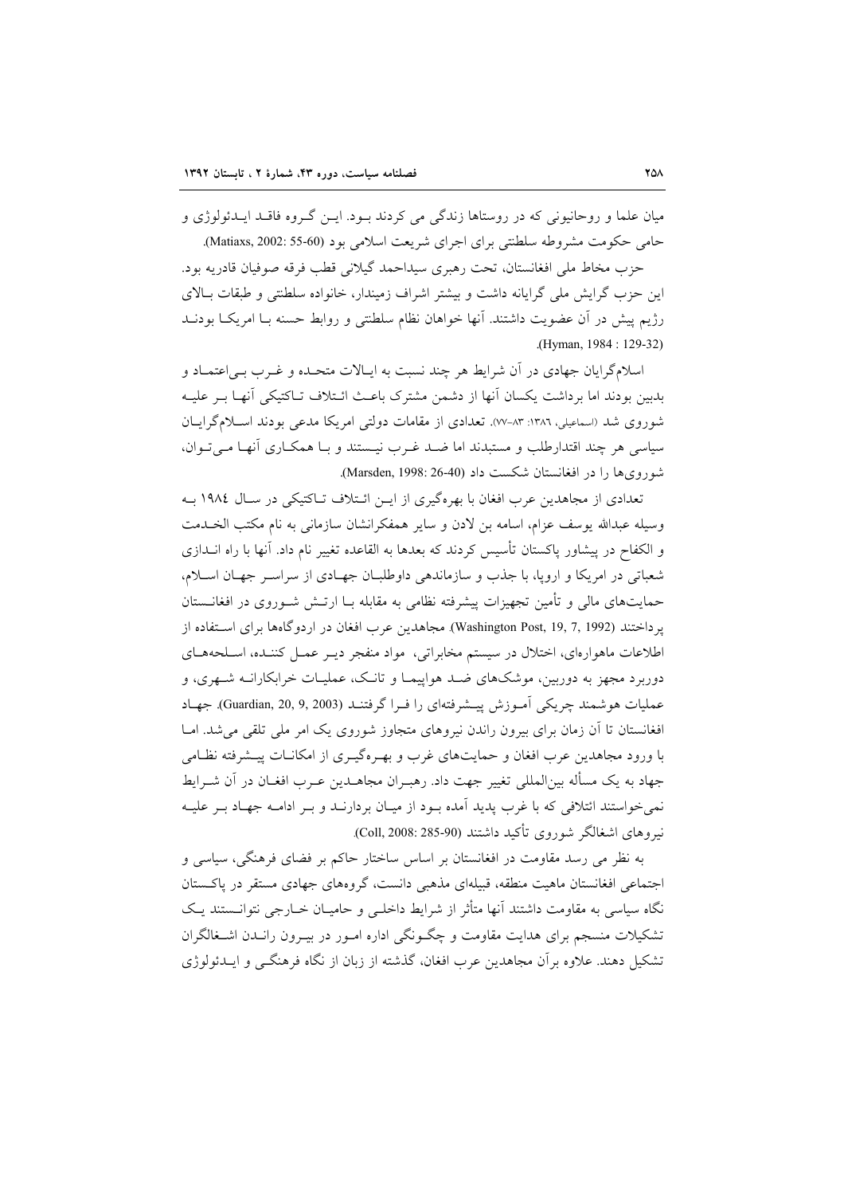میان علما و روحانیونی که در روستاها زندگی می کردند بود. این گروه فاقد ایدئولوژی و حامی حکومت مشروطه سلطنتی برای اجرای شریعت اسلامی بود (Matiaxs, 2002: 55-60).

حزب مخاط ملی افغانستان، تحت رهبری سیداحمد گیلانی قطب فرقه صوفیان قادریه بود. این حزب گرایش ملی گرایانه داشت و بیشتر اشراف زمیندار، خانواده سلطنتی و طبقات بالای رژیم پیش در آن عضویت داشتند. آنها خواهان نظام سلطنتی و روابط حسنه با امریکا بودند (Hyman, 1984 : 129-32).

اسلام‌گرایان جهادی در آن شرایط هر چند نسبت به ایالات متحده و غرب بی‌اعتماد و بدبین بودند اما برداشت یکسان آنها از دشمن مشترک باعث ائتلاف تاکتیکی آنها بر علیه شوروی شد (اسماعیلی، ١٣٨٦: ٨٣-٧٧). تعدادی از مقامات دولتی امریکا مدعی بودند اسلام‌گرایان سیاسی هر چند اقتدارطلب و مستبدند اما ضد غرب نیستند و با همکاری آنها می‌توان، شوروی‌ها را در افغانستان شکست داد (Marsden, 1998: 26-40).

تعدادی از مجاهدین عرب افغان با بهره‌گیری از این ائتلاف تاکتیکی در سال ١٩٨٤ به وسیله عبدالله یوسف عزام، اسامه بن لادن و سایر همفکرانشان سازمانی به نام مکتب الخدمت و الکفاح در پیشاور پاکستان تأسیس کردند که بعدها به القاعده تغییر نام داد. آنها با راه اندازی شعباتی در امریکا و اروپا، با جذب و سازماندهی داوطلبان جهادی از سراسر جهان اسلام، حمایت‌های مالی و تأمین تجهیزات پیشرفته نظامی به مقابله با ارتش شوروی در افغانستان پرداختند (Washington Post, 19, 7, 1992). مجاهدین عرب افغان در اردوگاه‌ها برای استفاده از اطلاعات ماهواره‌ای، اختلال در سیستم مخابراتی، مواد منفجر دیر عمل کننده، اسلحه‌های دوربرد مجهز به دوربین، موشک‌های ضد هواپیما و تانک، عملیات خرابکارانه شهری، و عملیات هوشمند چریکی آموزش پیشرفته‌ای را فرا گرفتند (Guardian, 20, 9, 2003). جهاد افغانستان تا آن زمان برای بیرون راندن نیروهای متجاوز شوروی یک امر ملی تلقی می‌شد. اما با ورود مجاهدین عرب افغان و حمایت‌های غرب و بهره‌گیری از امکانات پیشرفته نظامی جهاد به یک مسأله بین‌المللی تغییر جهت داد. رهبران مجاهدین عرب افغان در آن شرایط نمی‌خواستند ائتلافی که با غرب پدید آمده بود از میان بردارند و بر ادامه جهاد بر علیه نیروهای اشغالگر شوروی تأکید داشتند (Coll, 2008: 285-90).

به نظر می رسد مقاومت در افغانستان بر اساس ساختار حاکم بر فضای فرهنگی، سیاسی و اجتماعی افغانستان ماهیت منطقه، قبیله‌ای مذهبی دانست، گروه‌های جهادی مستقر در پاکستان نگاه سیاسی به مقاومت داشتند آنها متأثر از شرایط داخلی و حامیان خارجی نتوانستند یک تشکیلات منسجم برای هدایت مقاومت و چگونگی اداره امور در بیرون راندن اشغالگران تشکیل دهند. علاوه برآن مجاهدین عرب افغان، گذشته از زبان از نگاه فرهنگی و ایدئولوژی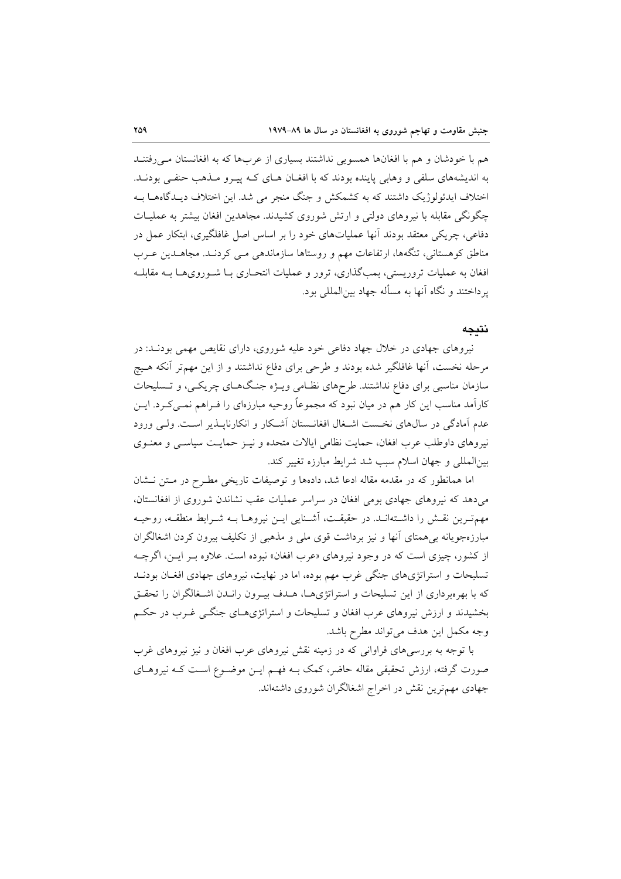هم با خودشان و هم با افغان‌ها همسویی نداشتند بسیاری از عرب‌ها که به افغانستان می‌رفتند به اندیشه‌های سلفی و وهابی پاینده بودند که با افغان های که پیرو مذهب حنفی بودند. اختلاف ایدئولوژیک داشتند که به کشمکش و جنگ منجر می شد. این اختلاف دیدگاه‌ها به چگونگی مقابله با نیروهای دولتی و ارتش شوروی کشیدند. مجاهدین افغان بیشتر به عملیات دفاعی، چریکی معتقد بودند آنها عملیات‌های خود را بر اساس اصل غافلگیری، ابتکار عمل در مناطق کوهستانی، تنگه‌ها، ارتفاعات مهم و روستاها سازماندهی می کردند. مجاهدین عرب افغان به عملیات تروریستی، بمب‌گذاری، ترور و عملیات انتحاری با شوروی‌ها به مقابله پرداختند و نگاه آنها به مسأله جهاد بین‌المللی بود.

## نتیجه

نیروهای جهادی در خلال جهاد دفاعی خود علیه شوروی، دارای نقایص مهمی بودند: در مرحله نخست، آنها غافلگیر شده بودند و طرحی برای دفاع نداشتند و از این مهم‌تر آنکه هیچ سازمان مناسبی برای دفاع نداشتند. طرح‌های نظامی ویژه جنگ‌های چریکی، و تسلیحات کارآمد مناسب این کار هم در میان نبود که مجموعاً روحیه مبارزه‌ای را فراهم نمی‌کرد. این عدم آمادگی در سال‌های نخست اشغال افغانستان آشکار و انکارناپذیر است. ولی ورود نیروهای داوطلب عرب افغان، حمایت نظامی ایالات متحده و نیز حمایت سیاسی و معنوی بین‌المللی و جهان اسلام سبب شد شرایط مبارزه تغییر کند.

اما همانطور که در مقدمه مقاله ادعا شد، داده‌ها و توصیفات تاریخی مطرح در متن نشان می‌دهد که نیروهای جهادی بومی افغان در سراسر عملیات عقب نشاندن شوروی از افغانستان، مهم‌ترین نقش را داشته‌اند. در حقیقت، آشنایی این نیروها به شرایط منطقه، روحیه مبارزه‌جویانه بی‌همتای آنها و نیز برداشت قوی ملی و مذهبی از تکلیف بیرون کردن اشغالگران از کشور، چیزی است که در وجود نیروهای «عرب افغان» نبوده است. علاوه بر این، اگرچه تسلیحات و استراتژی‌های جنگی غرب مهم بوده، اما در نهایت، نیروهای جهادی افغان بودند که با بهره‌برداری از این تسلیحات و استراتژی‌ها، هدف بیرون راندن اشغالگران را تحقق بخشیدند و ارزش نیروهای عرب افغان و تسلیحات و استراتژی‌های جنگی غرب در حکم وجه مکمل این هدف می‌تواند مطرح باشد.

با توجه به بررسی‌های فراوانی که در زمینه نقش نیروهای عرب افغان و نیز نیروهای غرب صورت گرفته، ارزش تحقیقی مقاله حاضر، کمک به فهم این موضوع است که نیروهای جهادی مهم‌ترین نقش در اخراج اشغالگران شوروی داشته‌اند.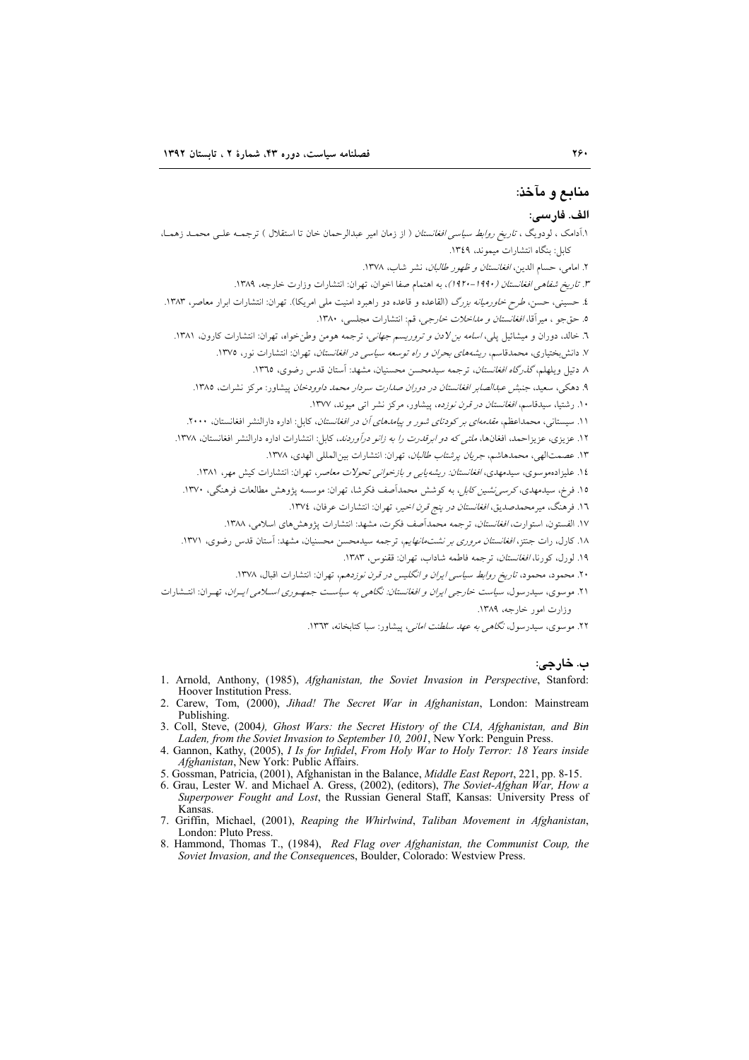## منابع و مآخذ:

### الف. فارسی:

۱.آدامک ، لودویگ ، *تاریخ روابط سیاسی افغانستان* ( از زمان امیر عبدالرحمان خان تا استقلال ) ترجمه علی محمد زهما، کابل: بنگاه انتشارات میوند، ۱۳۴۹.

۲. امامی، حسام الدین، *افغانستان و ظهور طالبان*، نشر شاب، ۱۳۷۸.

۳. *تاریخ شفاهی افغانستان (۱۹۹۰-۱۹۲۰)*، به اهتمام صفا اخوان، تهران: انتشارات وزارت خارجه، ۱۳۸۹.

٤. حسینی، حسن، *طرح خاورمیانه بزرگ* (القاعده و قاعده دو راهبرد امنیت ملی امریکا). تهران: انتشارات ابرار معاصر، ۱۳۸۳.

٥. حق‌جو ، میرآقا، *افغانستان و مداخلات خارجی*، قم: انتشارات مجلسی، ۱۳۸۰.

٦. خالد، دوران و میشائیل پلی، *اسامه بن لادن و تروریسم جهانی*، ترجمه هومن وطن‌خواه، تهران: انتشارات کارون، ۱۳۸۱.

۷. دانش‌بختیاری، محمدقاسم، *ریشه‌های بحران و راه توسعه سیاسی در افغانستان*، تهران: انتشارات نور، ۱۳۷۵.

۸. دتیل ویلهلم، *گذرگاه افغانستان*، ترجمه سیدمحسن محسنیان، مشهد: آستان قدس رضوی، ۱۳٦٥.

۹. دهکی، سعید، *جنبش عبدالصابر افغانستان در دوران صدارت سردار محمد داوودخان* پیشاور: مرکز نشرات، ۱۳۸۵.

۱۰. رشتیا، سیدقاسم، *افغانستان در قرن نوزده*، پیشاور، مرکز نشر اتی میوند، ۱۳۷۷.

۱۱. سیستانی، محمداعظم، *مقدمه‌ای بر کودتای شور و پیامدهای آن در افغانستان*، کابل: اداره دارالنشر افغانستان، ۲۰۰۰.

۱۲. عزیزی، عزیزاحمد، افغان‌ها، *ملتی که دو ابرقدرت را به زانو درآوردند*، کابل: انتشارات اداره دارالنشر افغانستان، ۱۳۷۸.

۱۳. عصمت‌الهی، محمدهاشم، *جریان پرشتاب طالبان*، تهران: انتشارات بین‌المللی الهدی، ۱۳۷۸.

۱٤. علیزاده‌موسوی، سیدمهدی، *افغانستان: ریشه‌یابی و بازخوانی تحولات معاصر*، تهران: انتشارات کیش مهر، ۱۳۸۱.

۱٥. فرخ، سیدمهدی، *کرسی‌نشین کابل*، به کوشش محمدآصف فکرشا، تهران: موسسه پژوهش مطالعات فرهنگی، ۱۳۷۰.

۱٦. فرهنگ، میرمحمدصدیق، *افغانستان در پنج قرن اخیر*، تهران: انتشارات عرفان، ۱۳۷٤.

۱۷. الفنستون، استوارت، *افغانستان*، ترجمه محمدآصف فکرت، مشهد: انتشارات پژوهش‌های اسلامی، ۱۳۸۸.

۱۸. کارل، رات جنتز، *افغانستان مروری بر نشست‌ماتهایم*، ترجمه سیدمحسن محسنیان، مشهد: آستان قدس رضوی، ۱۳۷۱.

۱۹. لورل، کورنا، *افغانستان*، ترجمه فاطمه شاداب، تهران: ققنوس، ۱۳۸۳.

۲۰. محمود، محمود، *تاریخ روابط سیاسی ایران و انگلیس در قرن نوزدهم*، تهران: انتشارات اقبال، ۱۳۷۸.

۲۱. موسوی، سیدرسول، *سیاست خارجی ایران و افغانستان: نگاهی به سیاست جمهوری اسلامی ایران*، تهران: انتشارات وزارت امور خارجه، ۱۳۸۹.

۲۲. موسوی، سیدرسول، *نگاهی به عهد سلطنت امانی*، پیشاور: سبا کتابخانه، ۱۳٦۳.

### ب. خارجی:

1. Arnold, Anthony, (1985), *Afghanistan, the Soviet Invasion in Perspective*, Stanford: Hoover Institution Press.
2. Carew, Tom, (2000), *Jihad! The Secret War in Afghanistan*, London: Mainstream Publishing.
3. Coll, Steve, (2004*), Ghost Wars: the Secret History of the CIA, Afghanistan, and Bin Laden, from the Soviet Invasion to September 10, 2001*, New York: Penguin Press.
4. Gannon, Kathy, (2005), *I Is for Infidel*, *From Holy War to Holy Terror: 18 Years inside Afghanistan*, New York: Public Affairs.
5. Gossman, Patricia, (2001), Afghanistan in the Balance, *Middle East Report*, 221, pp. 8-15.
6. Grau, Lester W. and Michael A. Gress, (2002), (editors), *The Soviet-Afghan War, How a Superpower Fought and Lost*, the Russian General Staff, Kansas: University Press of Kansas.
7. Griffin, Michael, (2001), *Reaping the Whirlwind*, *Taliban Movement in Afghanistan*, London: Pluto Press.
8. Hammond, Thomas T., (1984), *Red Flag over Afghanistan, the Communist Coup, the Soviet Invasion, and the Consequences*, Boulder, Colorado: Westview Press.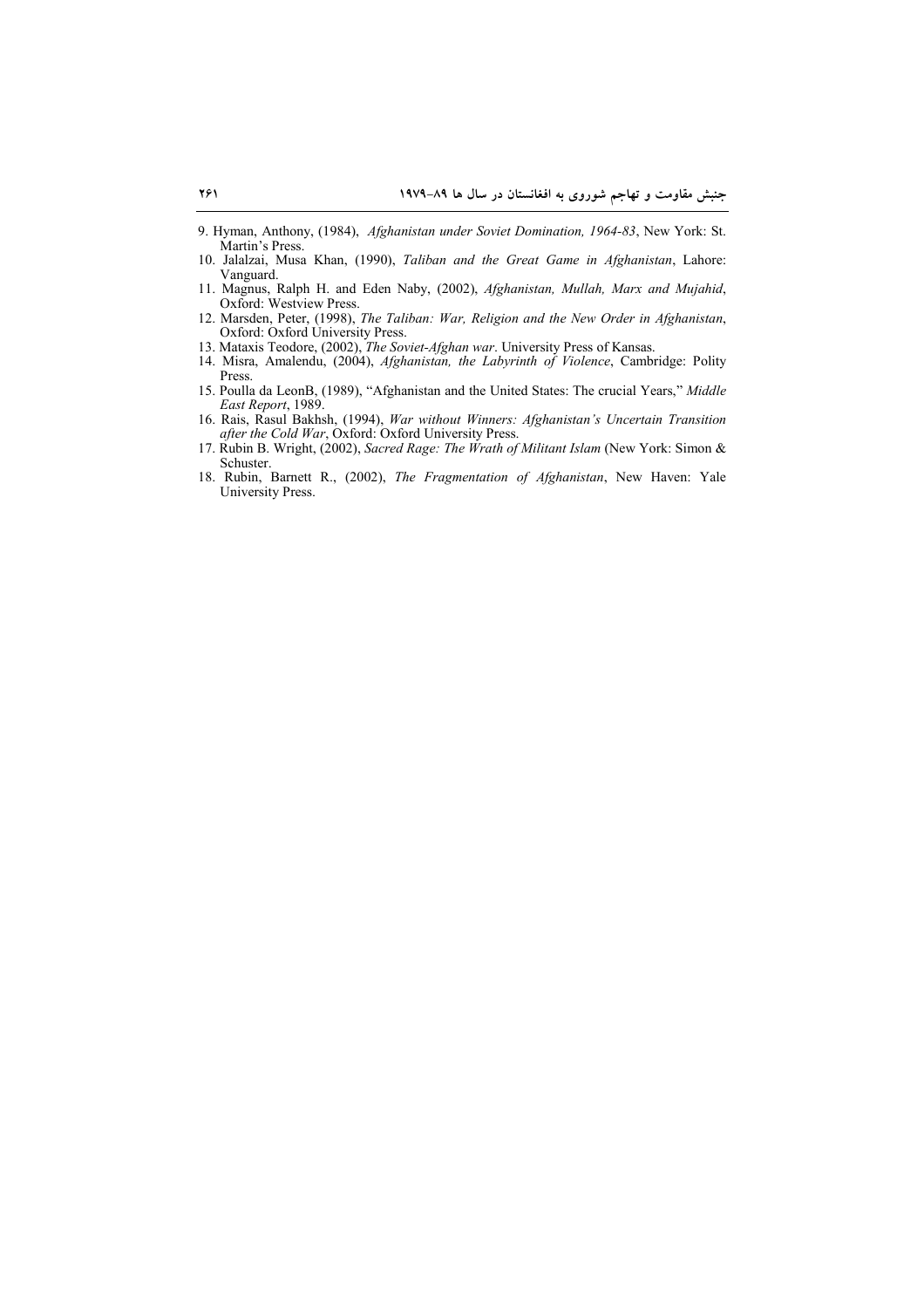9. Hyman, Anthony, (1984), *Afghanistan under Soviet Domination, 1964-83*, New York: St. Martin's Press.
10. Jalalzai, Musa Khan, (1990), *Taliban and the Great Game in Afghanistan*, Lahore: Vanguard.
11. Magnus, Ralph H. and Eden Naby, (2002), *Afghanistan, Mullah, Marx and Mujahid*, Oxford: Westview Press.
12. Marsden, Peter, (1998), *The Taliban: War, Religion and the New Order in Afghanistan*, Oxford: Oxford University Press.
13. Mataxis Teodore, (2002), *The Soviet-Afghan war*. University Press of Kansas.
14. Misra, Amalendu, (2004), *Afghanistan, the Labyrinth of Violence*, Cambridge: Polity Press.
15. Poulla da LeonB, (1989), "Afghanistan and the United States: The crucial Years," *Middle East Report*, 1989.
16. Rais, Rasul Bakhsh, (1994), *War without Winners: Afghanistan's Uncertain Transition after the Cold War*, Oxford: Oxford University Press.
17. Rubin B. Wright, (2002), *Sacred Rage: The Wrath of Militant Islam* (New York: Simon & Schuster.
18. Rubin, Barnett R., (2002), *The Fragmentation of Afghanistan*, New Haven: Yale University Press.